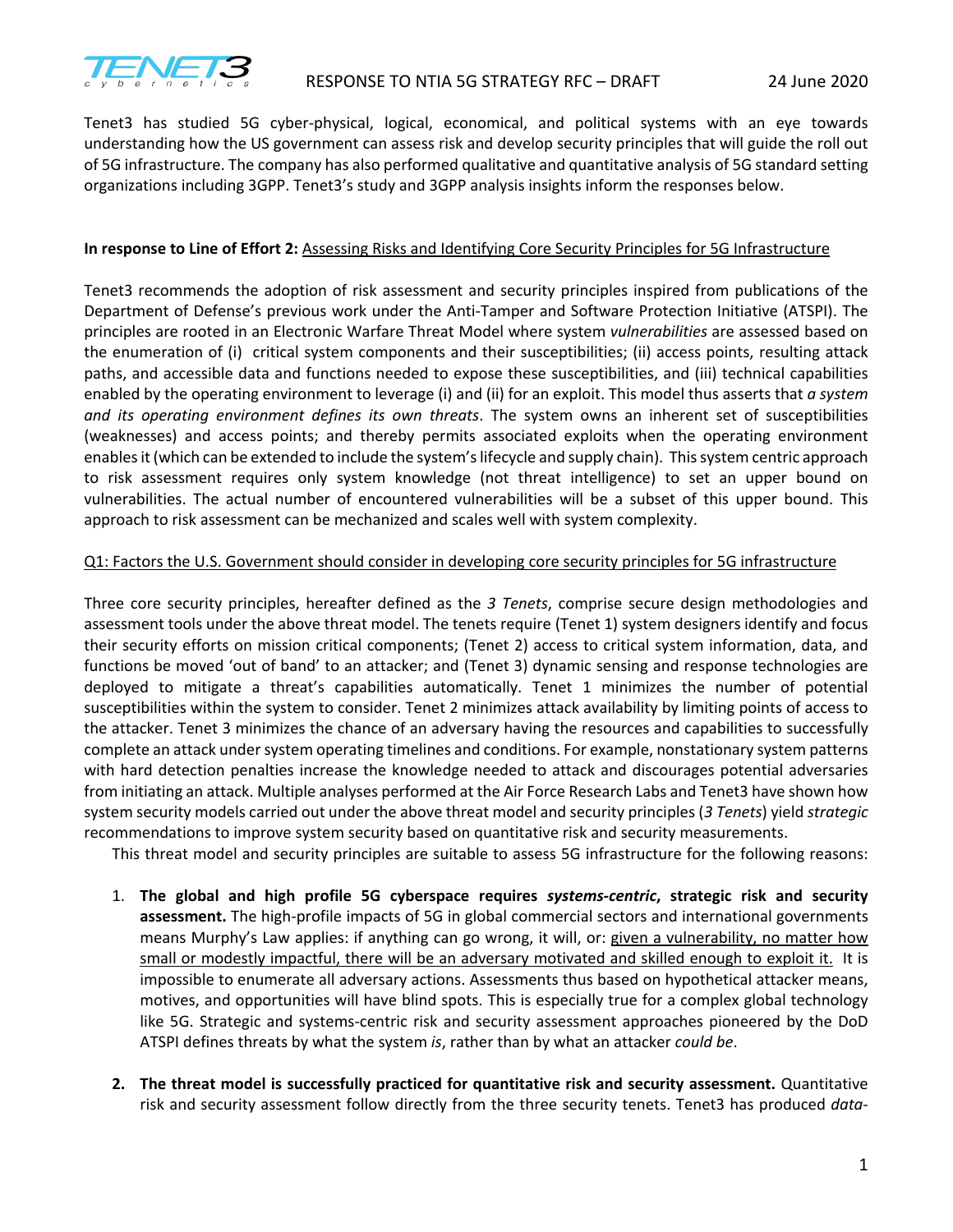Tenet3 has studied 5G cyber-physical, logical, economical, and political systems with an eye towards understanding how the US government can assess risk and develop security principles that will guide the roll out of 5G infrastructure. The company has also performed qualitative and quantitative analysis of 5G standard setting organizations including 3GPP. Tenet3's study and 3GPP analysis insights inform the responses below.

**In response to Line of Effort 2:** Assessing Risks and Identifying Core Security Principles for 5G Infrastructure

Tenet3 recommends the adoption of risk assessment and security principles inspired from publications of the Department of Defense's previous work under the Anti-Tamper and Software Protection Initiative (ATSPI). The principles are rooted in an Electronic Warfare Threat Model where system *vulnerabilities* are assessed based on the enumeration of (i) critical system components and their susceptibilities; (ii) access points, resulting attack paths, and accessible data and functions needed to expose these susceptibilities, and (iii) technical capabilities enabled by the operating environment to leverage (i) and (ii) for an exploit. This model thus asserts that *a system and its operating environment defines its own threats*. The system owns an inherent set of susceptibilities (weaknesses) and access points; and thereby permits associated exploits when the operating environment enables it (which can be extended to include the system's lifecycle and supply chain). This system centric approach to risk assessment requires only system knowledge (not threat intelligence) to set an upper bound on vulnerabilities. The actual number of encountered vulnerabilities will be a subset of this upper bound. This approach to risk assessment can be mechanized and scales well with system complexity.

Q1: Factors the U.S. Government should consider in developing core security principles for 5G infrastructure

Three core security principles, hereafter defined as the *3 Tenets*, comprise secure design methodologies and assessment tools under the above threat model. The tenets require (Tenet 1) system designers identify and focus their security efforts on mission critical components; (Tenet 2) access to critical system information, data, and functions be moved 'out of band' to an attacker; and (Tenet 3) dynamic sensing and response technologies are deployed to mitigate a threat's capabilities automatically. Tenet 1 minimizes the number of potential susceptibilities within the system to consider. Tenet 2 minimizes attack availability by limiting points of access to the attacker. Tenet 3 minimizes the chance of an adversary having the resources and capabilities to successfully complete an attack under system operating timelines and conditions. For example, nonstationary system patterns with hard detection penalties increase the knowledge needed to attack and discourages potential adversaries from initiating an attack. Multiple analyses performed at the Air Force Research Labs and Tenet3 have shown how system security models carried out under the above threat model and security principles (*3 Tenets*) yield *strategic* recommendations to improve system security based on quantitative risk and security measurements.

This threat model and security principles are suitable to assess 5G infrastructure for the following reasons:

1. **The global and high profile 5G cyberspace requires *systems-centric*, strategic risk and security assessment.** The high-profile impacts of 5G in global commercial sectors and international governments means Murphy's Law applies: if anything can go wrong, it will, or: given a vulnerability, no matter how small or modestly impactful, there will be an adversary motivated and skilled enough to exploit it. It is impossible to enumerate all adversary actions. Assessments thus based on hypothetical attacker means, motives, and opportunities will have blind spots. This is especially true for a complex global technology like 5G. Strategic and systems-centric risk and security assessment approaches pioneered by the DoD ATSPI defines threats by what the system *is*, rather than by what an attacker *could be*.

2. **The threat model is successfully practiced for quantitative risk and security assessment.** Quantitative risk and security assessment follow directly from the three security tenets. Tenet3 has produced *data-*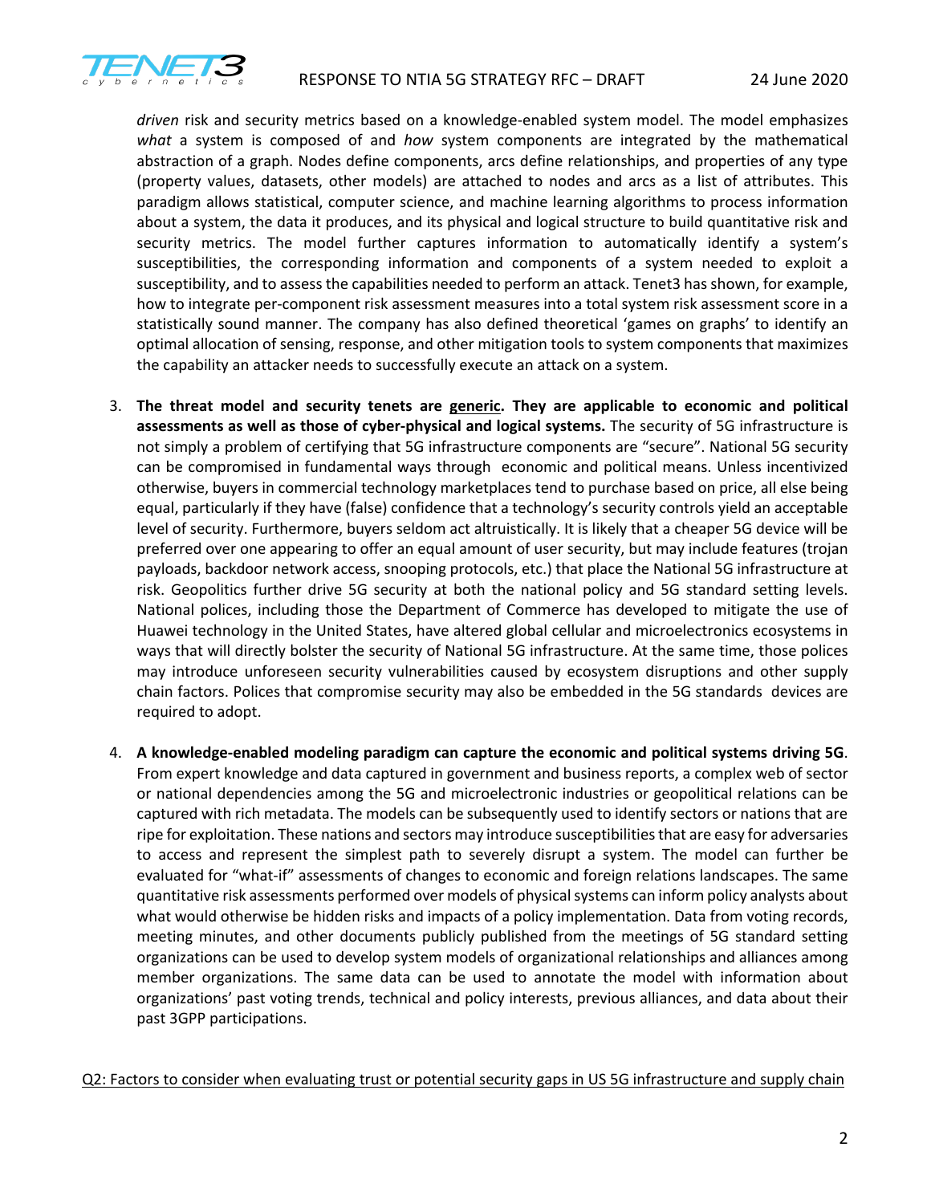*driven* risk and security metrics based on a knowledge-enabled system model. The model emphasizes *what* a system is composed of and *how* system components are integrated by the mathematical abstraction of a graph. Nodes define components, arcs define relationships, and properties of any type (property values, datasets, other models) are attached to nodes and arcs as a list of attributes. This paradigm allows statistical, computer science, and machine learning algorithms to process information about a system, the data it produces, and its physical and logical structure to build quantitative risk and security metrics. The model further captures information to automatically identify a system's susceptibilities, the corresponding information and components of a system needed to exploit a susceptibility, and to assess the capabilities needed to perform an attack. Tenet3 has shown, for example, how to integrate per-component risk assessment measures into a total system risk assessment score in a statistically sound manner. The company has also defined theoretical 'games on graphs' to identify an optimal allocation of sensing, response, and other mitigation tools to system components that maximizes the capability an attacker needs to successfully execute an attack on a system.

3. **The threat model and security tenets are <u>generic</u>. They are applicable to economic and political assessments as well as those of cyber-physical and logical systems.** The security of 5G infrastructure is not simply a problem of certifying that 5G infrastructure components are "secure". National 5G security can be compromised in fundamental ways through economic and political means. Unless incentivized otherwise, buyers in commercial technology marketplaces tend to purchase based on price, all else being equal, particularly if they have (false) confidence that a technology's security controls yield an acceptable level of security. Furthermore, buyers seldom act altruistically. It is likely that a cheaper 5G device will be preferred over one appearing to offer an equal amount of user security, but may include features (trojan payloads, backdoor network access, snooping protocols, etc.) that place the National 5G infrastructure at risk. Geopolitics further drive 5G security at both the national policy and 5G standard setting levels. National polices, including those the Department of Commerce has developed to mitigate the use of Huawei technology in the United States, have altered global cellular and microelectronics ecosystems in ways that will directly bolster the security of National 5G infrastructure. At the same time, those polices may introduce unforeseen security vulnerabilities caused by ecosystem disruptions and other supply chain factors. Polices that compromise security may also be embedded in the 5G standards devices are required to adopt.

4. **A knowledge-enabled modeling paradigm can capture the economic and political systems driving 5G**. From expert knowledge and data captured in government and business reports, a complex web of sector or national dependencies among the 5G and microelectronic industries or geopolitical relations can be captured with rich metadata. The models can be subsequently used to identify sectors or nations that are ripe for exploitation. These nations and sectors may introduce susceptibilities that are easy for adversaries to access and represent the simplest path to severely disrupt a system. The model can further be evaluated for "what-if" assessments of changes to economic and foreign relations landscapes. The same quantitative risk assessments performed over models of physical systems can inform policy analysts about what would otherwise be hidden risks and impacts of a policy implementation. Data from voting records, meeting minutes, and other documents publicly published from the meetings of 5G standard setting organizations can be used to develop system models of organizational relationships and alliances among member organizations. The same data can be used to annotate the model with information about organizations' past voting trends, technical and policy interests, previous alliances, and data about their past 3GPP participations.

<u>Q2: Factors to consider when evaluating trust or potential security gaps in US 5G infrastructure and supply chain</u>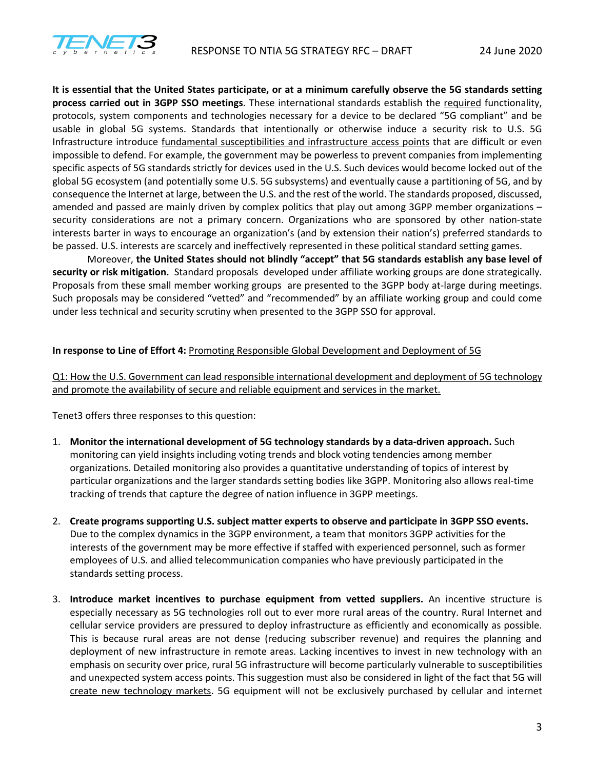**It is essential that the United States participate, or at a minimum carefully observe the 5G standards setting process carried out in 3GPP SSO meetings**. These international standards establish the <u>required</u> functionality, protocols, system components and technologies necessary for a device to be declared "5G compliant" and be usable in global 5G systems. Standards that intentionally or otherwise induce a security risk to U.S. 5G Infrastructure introduce <u>fundamental susceptibilities and infrastructure access points</u> that are difficult or even impossible to defend. For example, the government may be powerless to prevent companies from implementing specific aspects of 5G standards strictly for devices used in the U.S. Such devices would become locked out of the global 5G ecosystem (and potentially some U.S. 5G subsystems) and eventually cause a partitioning of 5G, and by consequence the Internet at large, between the U.S. and the rest of the world. The standards proposed, discussed, amended and passed are mainly driven by complex politics that play out among 3GPP member organizations – security considerations are not a primary concern. Organizations who are sponsored by other nation-state interests barter in ways to encourage an organization's (and by extension their nation's) preferred standards to be passed. U.S. interests are scarcely and ineffectively represented in these political standard setting games.

Moreover, **the United States should not blindly "accept" that 5G standards establish any base level of security or risk mitigation.** Standard proposals developed under affiliate working groups are done strategically. Proposals from these small member working groups are presented to the 3GPP body at-large during meetings. Such proposals may be considered "vetted" and "recommended" by an affiliate working group and could come under less technical and security scrutiny when presented to the 3GPP SSO for approval.

**In response to Line of Effort 4:** <u>Promoting Responsible Global Development and Deployment of 5G</u>

<u>Q1: How the U.S. Government can lead responsible international development and deployment of 5G technology and promote the availability of secure and reliable equipment and services in the market.</u>

Tenet3 offers three responses to this question:

1. **Monitor the international development of 5G technology standards by a data-driven approach.** Such monitoring can yield insights including voting trends and block voting tendencies among member organizations. Detailed monitoring also provides a quantitative understanding of topics of interest by particular organizations and the larger standards setting bodies like 3GPP. Monitoring also allows real-time tracking of trends that capture the degree of nation influence in 3GPP meetings.

2. **Create programs supporting U.S. subject matter experts to observe and participate in 3GPP SSO events.** Due to the complex dynamics in the 3GPP environment, a team that monitors 3GPP activities for the interests of the government may be more effective if staffed with experienced personnel, such as former employees of U.S. and allied telecommunication companies who have previously participated in the standards setting process.

3. **Introduce market incentives to purchase equipment from vetted suppliers.** An incentive structure is especially necessary as 5G technologies roll out to ever more rural areas of the country. Rural Internet and cellular service providers are pressured to deploy infrastructure as efficiently and economically as possible. This is because rural areas are not dense (reducing subscriber revenue) and requires the planning and deployment of new infrastructure in remote areas. Lacking incentives to invest in new technology with an emphasis on security over price, rural 5G infrastructure will become particularly vulnerable to susceptibilities and unexpected system access points. This suggestion must also be considered in light of the fact that 5G will <u>create new technology markets</u>. 5G equipment will not be exclusively purchased by cellular and internet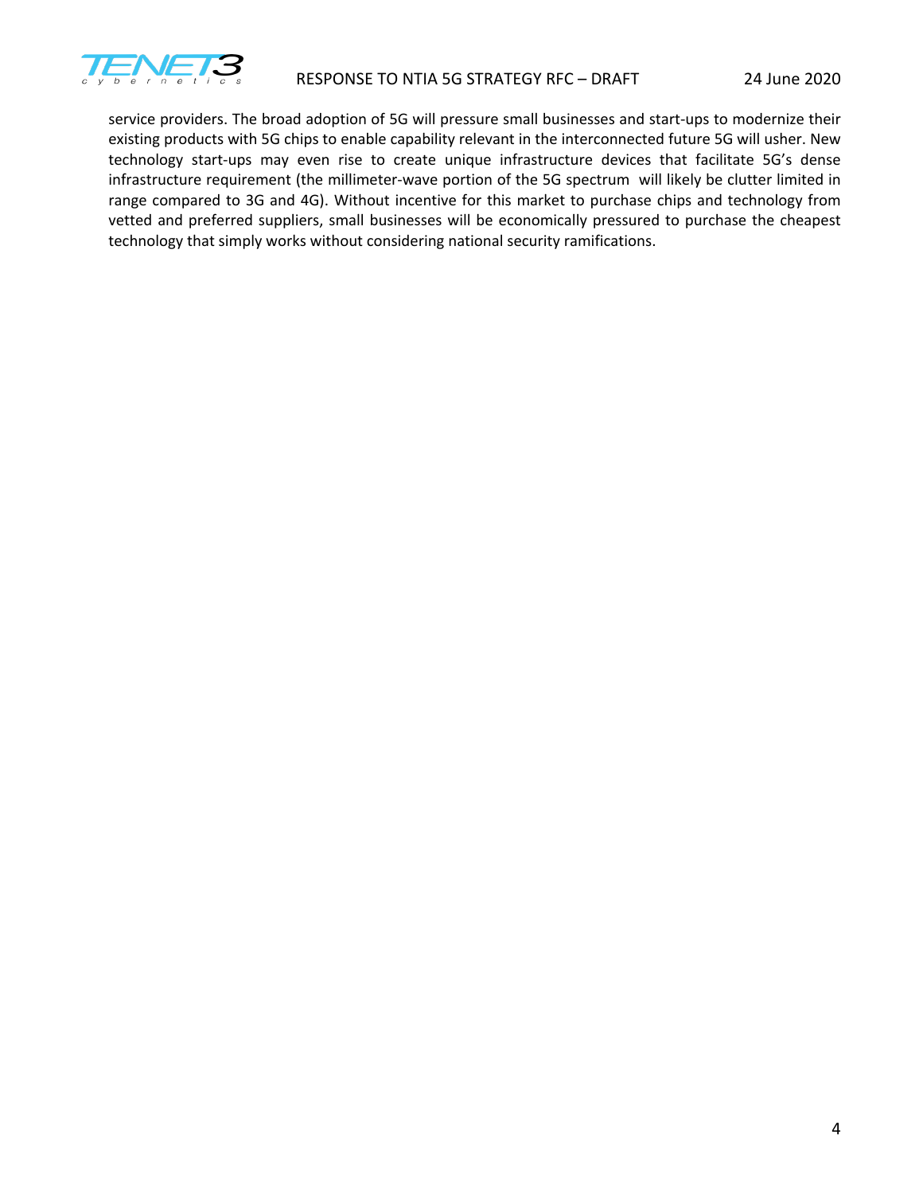service providers. The broad adoption of 5G will pressure small businesses and start-ups to modernize their existing products with 5G chips to enable capability relevant in the interconnected future 5G will usher. New technology start-ups may even rise to create unique infrastructure devices that facilitate 5G's dense infrastructure requirement (the millimeter-wave portion of the 5G spectrum will likely be clutter limited in range compared to 3G and 4G). Without incentive for this market to purchase chips and technology from vetted and preferred suppliers, small businesses will be economically pressured to purchase the cheapest technology that simply works without considering national security ramifications.